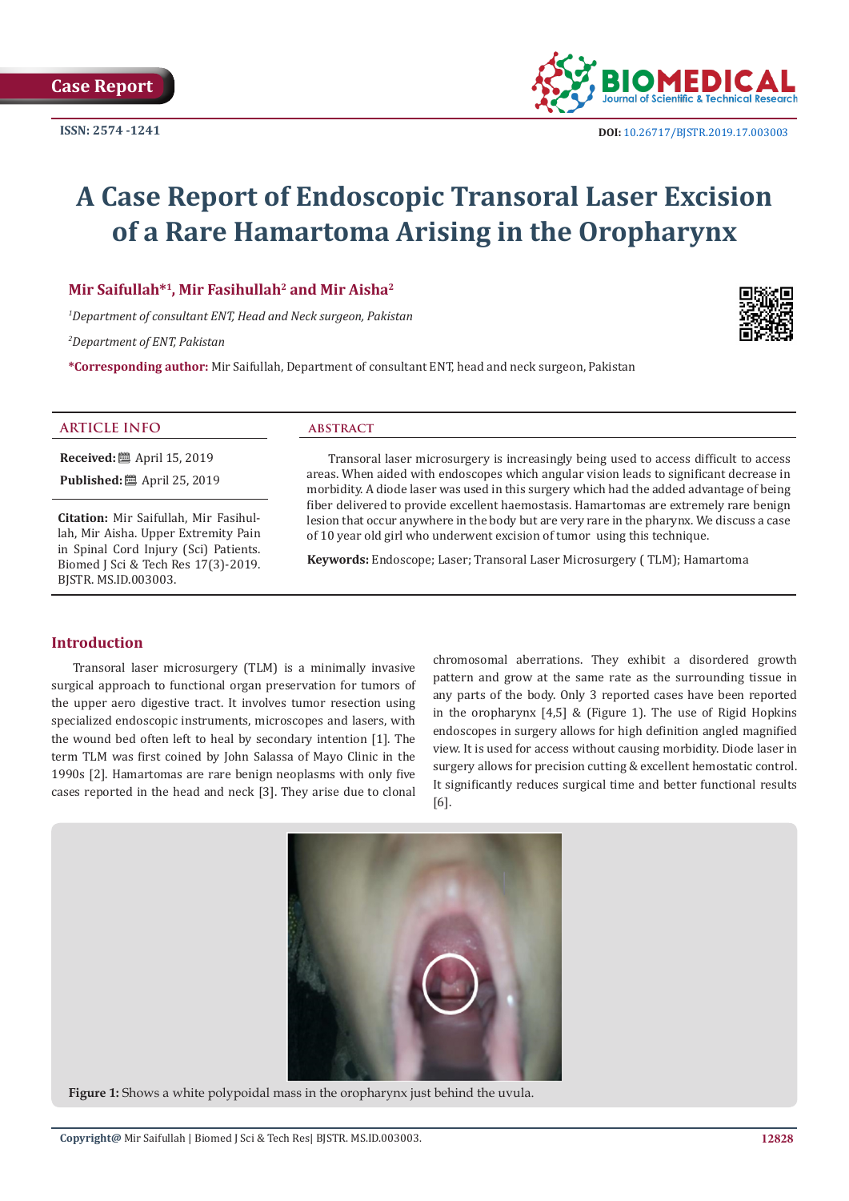Case Report

ISSN: 2574 -1241

DOI: 10.26717/BJSTR.2019.17.003003

# A Case Report of Endoscopic Transoral Laser Excision of a Rare Hamartoma Arising in the Oropharynx

**Mir Saifullah*[1], Mir Fasihullah[2] and Mir Aisha[2]**

[1]*Department of consultant ENT, Head and Neck surgeon, Pakistan*

[2]*Department of ENT, Pakistan*

***Corresponding author:** Mir Saifullah, Department of consultant ENT, head and neck surgeon, Pakistan

## ARTICLE INFO

**Received:** April 15, 2019

**Published:** April 25, 2019

**Citation:** Mir Saifullah, Mir Fasihullah, Mir Aisha. Upper Extremity Pain in Spinal Cord Injury (Sci) Patients. Biomed J Sci & Tech Res 17(3)-2019. BJSTR. MS.ID.003003.

## ABSTRACT

Transoral laser microsurgery is increasingly being used to access difficult to access areas. When aided with endoscopes which angular vision leads to significant decrease in morbidity. A diode laser was used in this surgery which had the added advantage of being fiber delivered to provide excellent haemostasis. Hamartomas are extremely rare benign lesion that occur anywhere in the body but are very rare in the pharynx. We discuss a case of 10 year old girl who underwent excision of tumor using this technique.

**Keywords:** Endoscope; Laser; Transoral Laser Microsurgery ( TLM); Hamartoma

## Introduction

Transoral laser microsurgery (TLM) is a minimally invasive surgical approach to functional organ preservation for tumors of the upper aero digestive tract. It involves tumor resection using specialized endoscopic instruments, microscopes and lasers, with the wound bed often left to heal by secondary intention [1]. The term TLM was first coined by John Salassa of Mayo Clinic in the 1990s [2]. Hamartomas are rare benign neoplasms with only five cases reported in the head and neck [3]. They arise due to clonal chromosomal aberrations. They exhibit a disordered growth pattern and grow at the same rate as the surrounding tissue in any parts of the body. Only 3 reported cases have been reported in the oropharynx [4,5] & (Figure 1). The use of Rigid Hopkins endoscopes in surgery allows for high definition angled magnified view. It is used for access without causing morbidity. Diode laser in surgery allows for precision cutting & excellent hemostatic control. It significantly reduces surgical time and better functional results [6].

**Figure 1:** Shows a white polypoidal mass in the oropharynx just behind the uvula.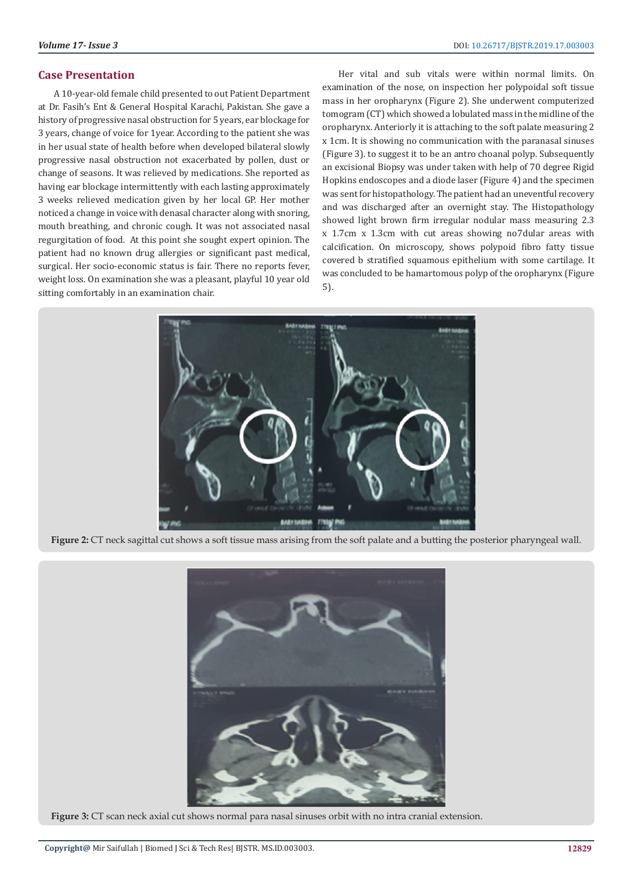## Case Presentation

A 10-year-old female child presented to out Patient Department at Dr. Fasih's Ent & General Hospital Karachi, Pakistan. She gave a history of progressive nasal obstruction for 5 years, ear blockage for 3 years, change of voice for 1year. According to the patient she was in her usual state of health before when developed bilateral slowly progressive nasal obstruction not exacerbated by pollen, dust or change of seasons. It was relieved by medications. She reported as having ear blockage intermittently with each lasting approximately 3 weeks relieved medication given by her local GP. Her mother noticed a change in voice with denasal character along with snoring, mouth breathing, and chronic cough. It was not associated nasal regurgitation of food. At this point she sought expert opinion. The patient had no known drug allergies or significant past medical, surgical. Her socio-economic status is fair. There no reports fever, weight loss. On examination she was a pleasant, playful 10 year old sitting comfortably in an examination chair.

Her vital and sub vitals were within normal limits. On examination of the nose, on inspection her polypoidal soft tissue mass in her oropharynx (Figure 2). She underwent computerized tomogram (CT) which showed a lobulated mass in the midline of the oropharynx. Anteriorly it is attaching to the soft palate measuring 2 x 1cm. It is showing no communication with the paranasal sinuses (Figure 3). to suggest it to be an antro choanal polyp. Subsequently an excisional Biopsy was under taken with help of 70 degree Rigid Hopkins endoscopes and a diode laser (Figure 4) and the specimen was sent for histopathology. The patient had an uneventful recovery and was discharged after an overnight stay. The Histopathology showed light brown firm irregular nodular mass measuring 2.3 x 1.7cm x 1.3cm with cut areas showing no7dular areas with calcification. On microscopy, shows polypoid fibro fatty tissue covered b stratified squamous epithelium with some cartilage. It was concluded to be hamartomous polyp of the oropharynx (Figure 5).

**Figure 2:** CT neck sagittal cut shows a soft tissue mass arising from the soft palate and a butting the posterior pharyngeal wall.

**Figure 3:** CT scan neck axial cut shows normal para nasal sinuses orbit with no intra cranial extension.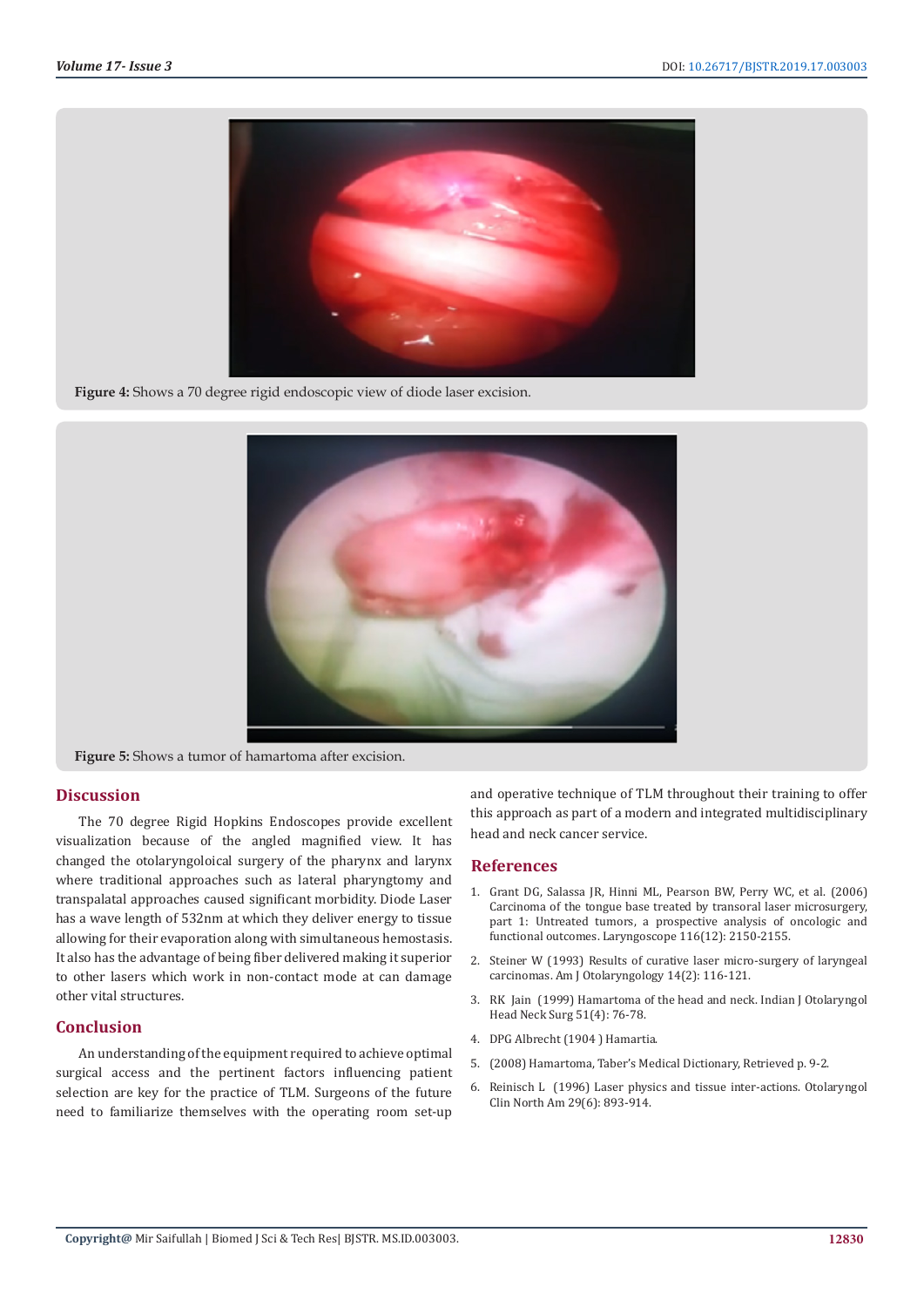Figure 4: Shows a 70 degree rigid endoscopic view of diode laser excision.

Figure 5: Shows a tumor of hamartoma after excision.

## Discussion

The 70 degree Rigid Hopkins Endoscopes provide excellent visualization because of the angled magnified view. It has changed the otolaryngoloical surgery of the pharynx and larynx where traditional approaches such as lateral pharyngtomy and transpalatal approaches caused significant morbidity. Diode Laser has a wave length of 532nm at which they deliver energy to tissue allowing for their evaporation along with simultaneous hemostasis. It also has the advantage of being fiber delivered making it superior to other lasers which work in non-contact mode at can damage other vital structures.

## Conclusion

An understanding of the equipment required to achieve optimal surgical access and the pertinent factors influencing patient selection are key for the practice of TLM. Surgeons of the future need to familiarize themselves with the operating room set-up and operative technique of TLM throughout their training to offer this approach as part of a modern and integrated multidisciplinary head and neck cancer service.

## References

1. Grant DG, Salassa JR, Hinni ML, Pearson BW, Perry WC, et al. (2006) Carcinoma of the tongue base treated by transoral laser microsurgery, part 1: Untreated tumors, a prospective analysis of oncologic and functional outcomes. Laryngoscope 116(12): 2150-2155.
2. Steiner W (1993) Results of curative laser micro-surgery of laryngeal carcinomas. Am J Otolaryngology 14(2): 116-121.
3. RK Jain (1999) Hamartoma of the head and neck. Indian J Otolaryngol Head Neck Surg 51(4): 76-78.
4. DPG Albrecht (1904 ) Hamartia.
5. (2008) Hamartoma, Taber's Medical Dictionary, Retrieved p. 9-2.
6. Reinisch L (1996) Laser physics and tissue inter-actions. Otolaryngol Clin North Am 29(6): 893-914.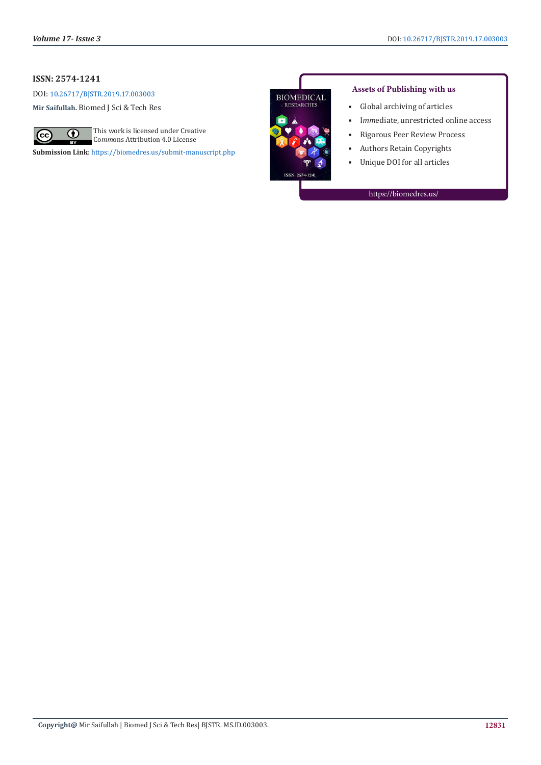**ISSN: 2574-1241**

DOI: 10.26717/BJSTR.2019.17.003003

**Mir Saifullah.** Biomed J Sci & Tech Res

This work is licensed under Creative Commons Attribution 4.0 License

**Submission Link**: https://biomedres.us/submit-manuscript.php

### Assets of Publishing with us

- Global archiving of articles
- Immediate, unrestricted online access
- Rigorous Peer Review Process
- Authors Retain Copyrights
- Unique DOI for all articles

https://biomedres.us/